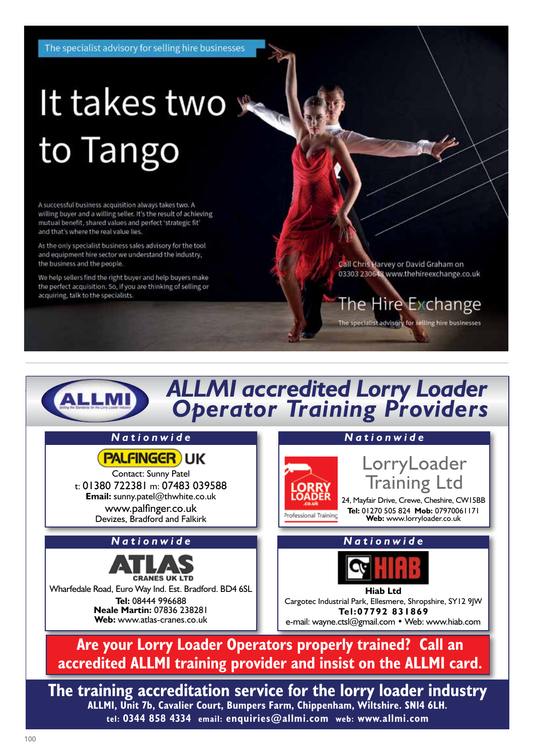The specialist advisory for selling hire businesses

# It takes two to Tango

A successful business acquisition always takes two. A willing buyer and a willing seller. It's the result of achieving mutual benefit, shared values and perfect 'strategic fit' and that's where the real value lies.

As the only specialist business sales advisory for the tool and equipment hire sector we understand the industry, the business and the people.

We help sellers find the right buyer and help buyers make the perfect acquisition. So, if you are thinking of selling or acquiring, talk to the specialists.

Call Chris Harvey or David Graham on 03303 230648 www.thehireexchange.co.uk

**The Hire Exchange**

The specialist advisory for selling hire businesses

---

# ALLMI accredited Lorry Loader Operator Training Providers

### Nationwide

**PALFINGER UK**

Contact: Sunny Patel
t: 01380 722381 m: 07483 039588
**Email:** sunny.patel@thwhite.co.uk
www.palfinger.co.uk
Devizes, Bradford and Falkirk

### Nationwide

**LorryLoader Training Ltd**

24, Mayfair Drive, Crewe, Cheshire, CW15BB
**Tel:** 01270 505 824 **Mob:** 07970061171
**Web:** www.lorryloader.co.uk

### Nationwide

**ATLAS CRANES UK LTD**

Wharfedale Road, Euro Way Ind. Est. Bradford. BD4 6SL
**Tel:** 08444 996688
**Neale Martin:** 07836 238281
**Web:** www.atlas-cranes.co.uk

### Nationwide

**Hiab Ltd**

Cargotec Industrial Park, Ellesmere, Shropshire, SY12 9JW
**Tel:07792 831869**
e-mail: wayne.ctsl@gmail.com • Web: www.hiab.com

**Are your Lorry Loader Operators properly trained? Call an accredited ALLMI training provider and insist on the ALLMI card.**

**The training accreditation service for the lorry loader industry**

**ALLMI, Unit 7b, Cavalier Court, Bumpers Farm, Chippenham, Wiltshire. SN14 6LH.**
**tel: 0344 858 4334 email: enquiries@allmi.com web: www.allmi.com**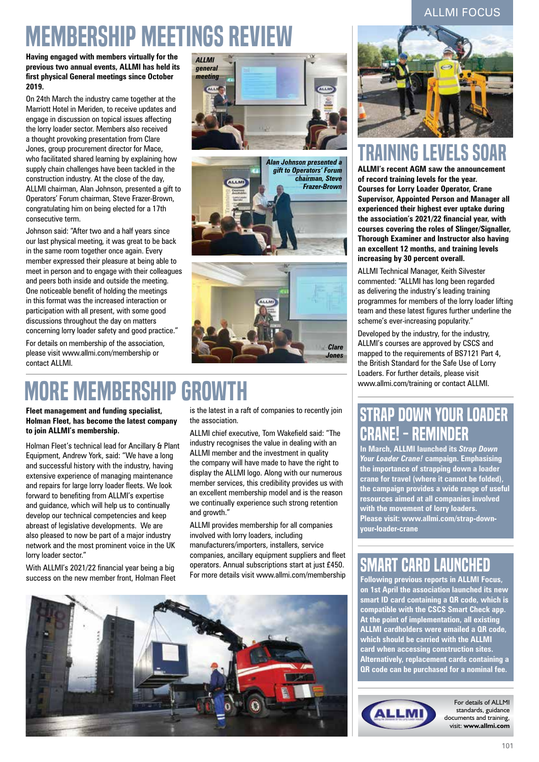# MEMBERSHIP MEETINGS REVIEW

**Having engaged with members virtually for the previous two annual events, ALLMI has held its first physical General meetings since October 2019.**

On 24th March the industry came together at the Marriott Hotel in Meriden, to receive updates and engage in discussion on topical issues affecting the lorry loader sector. Members also received a thought provoking presentation from Clare Jones, group procurement director for Mace, who facilitated shared learning by explaining how supply chain challenges have been tackled in the construction industry. At the close of the day, ALLMI chairman, Alan Johnson, presented a gift to Operators' Forum chairman, Steve Frazer-Brown, congratulating him on being elected for a 17th consecutive term.

Johnson said: "After two and a half years since our last physical meeting, it was great to be back in the same room together once again. Every member expressed their pleasure at being able to meet in person and to engage with their colleagues and peers both inside and outside the meeting. One noticeable benefit of holding the meetings in this format was the increased interaction or participation with all present, with some good discussions throughout the day on matters concerning lorry loader safety and good practice."

For details on membership of the association, please visit www.allmi.com/membership or contact ALLMI.

*ALLMI general meeting*

*Alan Johnson presented a gift to Operators' Forum chairman, Steve Frazer-Brown*

*Clare Jones*

# MORE MEMBERSHIP GROWTH

**Fleet management and funding specialist, Holman Fleet, has become the latest company to join ALLMI's membership.**

Holman Fleet's technical lead for Ancillary & Plant Equipment, Andrew York, said: "We have a long and successful history with the industry, having extensive experience of managing maintenance and repairs for large lorry loader fleets. We look forward to benefiting from ALLMI's expertise and guidance, which will help us to continually develop our technical competencies and keep abreast of legislative developments. We are also pleased to now be part of a major industry network and the most prominent voice in the UK lorry loader sector."

With ALLMI's 2021/22 financial year being a big success on the new member front, Holman Fleet is the latest in a raft of companies to recently join the association.

ALLMI chief executive, Tom Wakefield said: "The industry recognises the value in dealing with an ALLMI member and the investment in quality the company will have made to have the right to display the ALLMI logo. Along with our numerous member services, this credibility provides us with an excellent membership model and is the reason we continually experience such strong retention and growth."

ALLMI provides membership for all companies involved with lorry loaders, including manufacturers/importers, installers, service companies, ancillary equipment suppliers and fleet operators. Annual subscriptions start at just £450. For more details visit www.allmi.com/membership

# TRAINING LEVELS SOAR

**ALLMI's recent AGM saw the announcement of record training levels for the year. Courses for Lorry Loader Operator, Crane Supervisor, Appointed Person and Manager all experienced their highest ever uptake during the association's 2021/22 financial year, with courses covering the roles of Slinger/Signaller, Thorough Examiner and Instructor also having an excellent 12 months, and training levels increasing by 30 percent overall.**

ALLMI Technical Manager, Keith Silvester commented: "ALLMI has long been regarded as delivering the industry's leading training programmes for members of the lorry loader lifting team and these latest figures further underline the scheme's ever-increasing popularity."

Developed by the industry, for the industry, ALLMI's courses are approved by CSCS and mapped to the requirements of BS7121 Part 4, the British Standard for the Safe Use of Lorry Loaders. For further details, please visit www.allmi.com/training or contact ALLMI.

# STRAP DOWN YOUR LOADER CRANE! – REMINDER

**In March, ALLMI launched its *Strap Down Your Loader Crane!* campaign. Emphasising the importance of strapping down a loader crane for travel (where it cannot be folded), the campaign provides a wide range of useful resources aimed at all companies involved with the movement of lorry loaders. Please visit: www.allmi.com/strap-down-your-loader-crane**

# SMART CARD LAUNCHED

**Following previous reports in ALLMI Focus, on 1st April the association launched its new smart ID card containing a QR code, which is compatible with the CSCS Smart Check app. At the point of implementation, all existing ALLMI cardholders were emailed a QR code, which should be carried with the ALLMI card when accessing construction sites. Alternatively, replacement cards containing a QR code can be purchased for a nominal fee.**

For details of ALLMI standards, guidance documents and training, visit: **www.allmi.com**